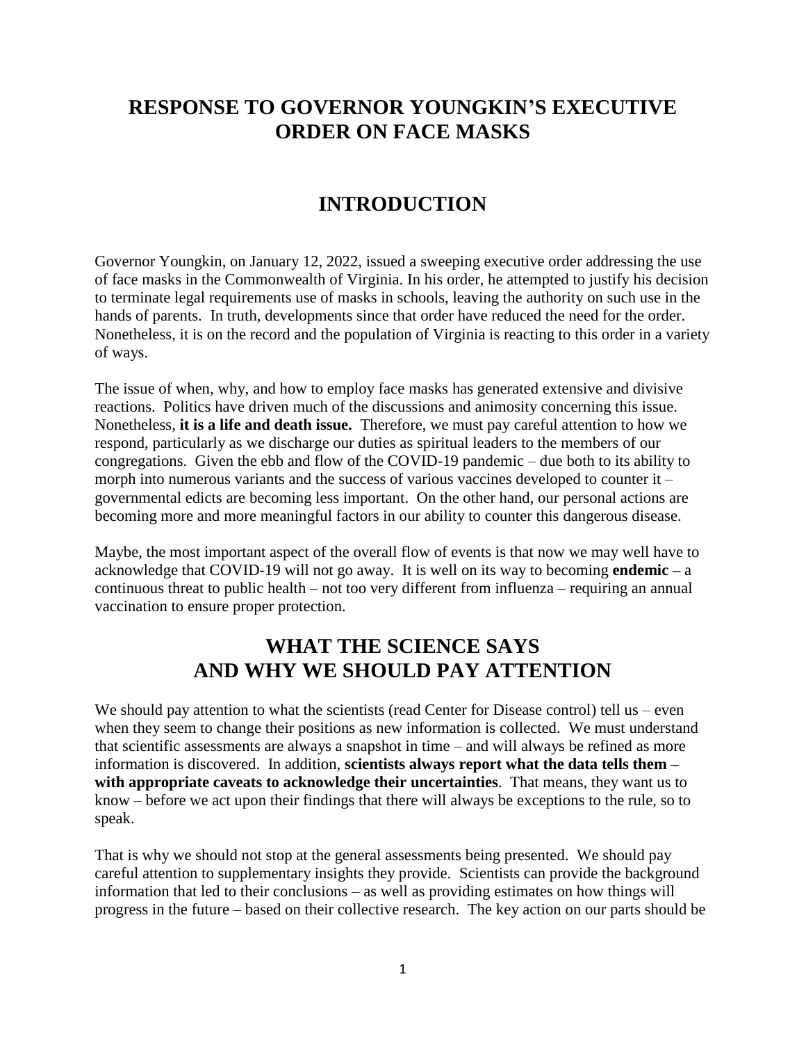# RESPONSE TO GOVERNOR YOUNGKIN'S EXECUTIVE ORDER ON FACE MASKS

## INTRODUCTION

Governor Youngkin, on January 12, 2022, issued a sweeping executive order addressing the use of face masks in the Commonwealth of Virginia. In his order, he attempted to justify his decision to terminate legal requirements use of masks in schools, leaving the authority on such use in the hands of parents. In truth, developments since that order have reduced the need for the order. Nonetheless, it is on the record and the population of Virginia is reacting to this order in a variety of ways.

The issue of when, why, and how to employ face masks has generated extensive and divisive reactions. Politics have driven much of the discussions and animosity concerning this issue. Nonetheless, **it is a life and death issue.** Therefore, we must pay careful attention to how we respond, particularly as we discharge our duties as spiritual leaders to the members of our congregations. Given the ebb and flow of the COVID-19 pandemic – due both to its ability to morph into numerous variants and the success of various vaccines developed to counter it – governmental edicts are becoming less important. On the other hand, our personal actions are becoming more and more meaningful factors in our ability to counter this dangerous disease.

Maybe, the most important aspect of the overall flow of events is that now we may well have to acknowledge that COVID-19 will not go away. It is well on its way to becoming **endemic –** a continuous threat to public health – not too very different from influenza – requiring an annual vaccination to ensure proper protection.

## WHAT THE SCIENCE SAYS AND WHY WE SHOULD PAY ATTENTION

We should pay attention to what the scientists (read Center for Disease control) tell us – even when they seem to change their positions as new information is collected. We must understand that scientific assessments are always a snapshot in time – and will always be refined as more information is discovered. In addition, **scientists always report what the data tells them – with appropriate caveats to acknowledge their uncertainties**. That means, they want us to know – before we act upon their findings that there will always be exceptions to the rule, so to speak.

That is why we should not stop at the general assessments being presented. We should pay careful attention to supplementary insights they provide. Scientists can provide the background information that led to their conclusions – as well as providing estimates on how things will progress in the future – based on their collective research. The key action on our parts should be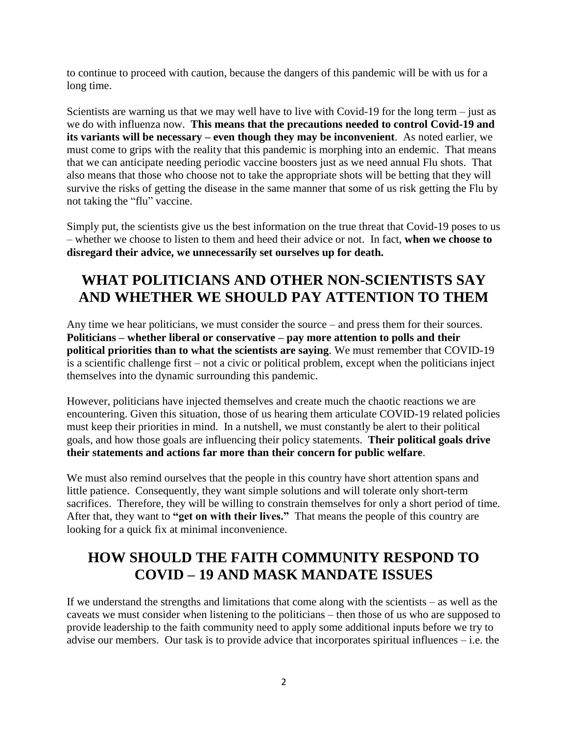to continue to proceed with caution, because the dangers of this pandemic will be with us for a long time.

Scientists are warning us that we may well have to live with Covid-19 for the long term – just as we do with influenza now. **This means that the precautions needed to control Covid-19 and its variants will be necessary – even though they may be inconvenient**. As noted earlier, we must come to grips with the reality that this pandemic is morphing into an endemic. That means that we can anticipate needing periodic vaccine boosters just as we need annual Flu shots. That also means that those who choose not to take the appropriate shots will be betting that they will survive the risks of getting the disease in the same manner that some of us risk getting the Flu by not taking the "flu" vaccine.

Simply put, the scientists give us the best information on the true threat that Covid-19 poses to us – whether we choose to listen to them and heed their advice or not. In fact, **when we choose to disregard their advice, we unnecessarily set ourselves up for death.**

## WHAT POLITICIANS AND OTHER NON-SCIENTISTS SAY AND WHETHER WE SHOULD PAY ATTENTION TO THEM

Any time we hear politicians, we must consider the source – and press them for their sources. **Politicians – whether liberal or conservative – pay more attention to polls and their political priorities than to what the scientists are saying**. We must remember that COVID-19 is a scientific challenge first – not a civic or political problem, except when the politicians inject themselves into the dynamic surrounding this pandemic.

However, politicians have injected themselves and create much the chaotic reactions we are encountering. Given this situation, those of us hearing them articulate COVID-19 related policies must keep their priorities in mind. In a nutshell, we must constantly be alert to their political goals, and how those goals are influencing their policy statements. **Their political goals drive their statements and actions far more than their concern for public welfare**.

We must also remind ourselves that the people in this country have short attention spans and little patience. Consequently, they want simple solutions and will tolerate only short-term sacrifices. Therefore, they will be willing to constrain themselves for only a short period of time. After that, they want to **"get on with their lives."** That means the people of this country are looking for a quick fix at minimal inconvenience.

## HOW SHOULD THE FAITH COMMUNITY RESPOND TO COVID – 19 AND MASK MANDATE ISSUES

If we understand the strengths and limitations that come along with the scientists – as well as the caveats we must consider when listening to the politicians – then those of us who are supposed to provide leadership to the faith community need to apply some additional inputs before we try to advise our members. Our task is to provide advice that incorporates spiritual influences – i.e. the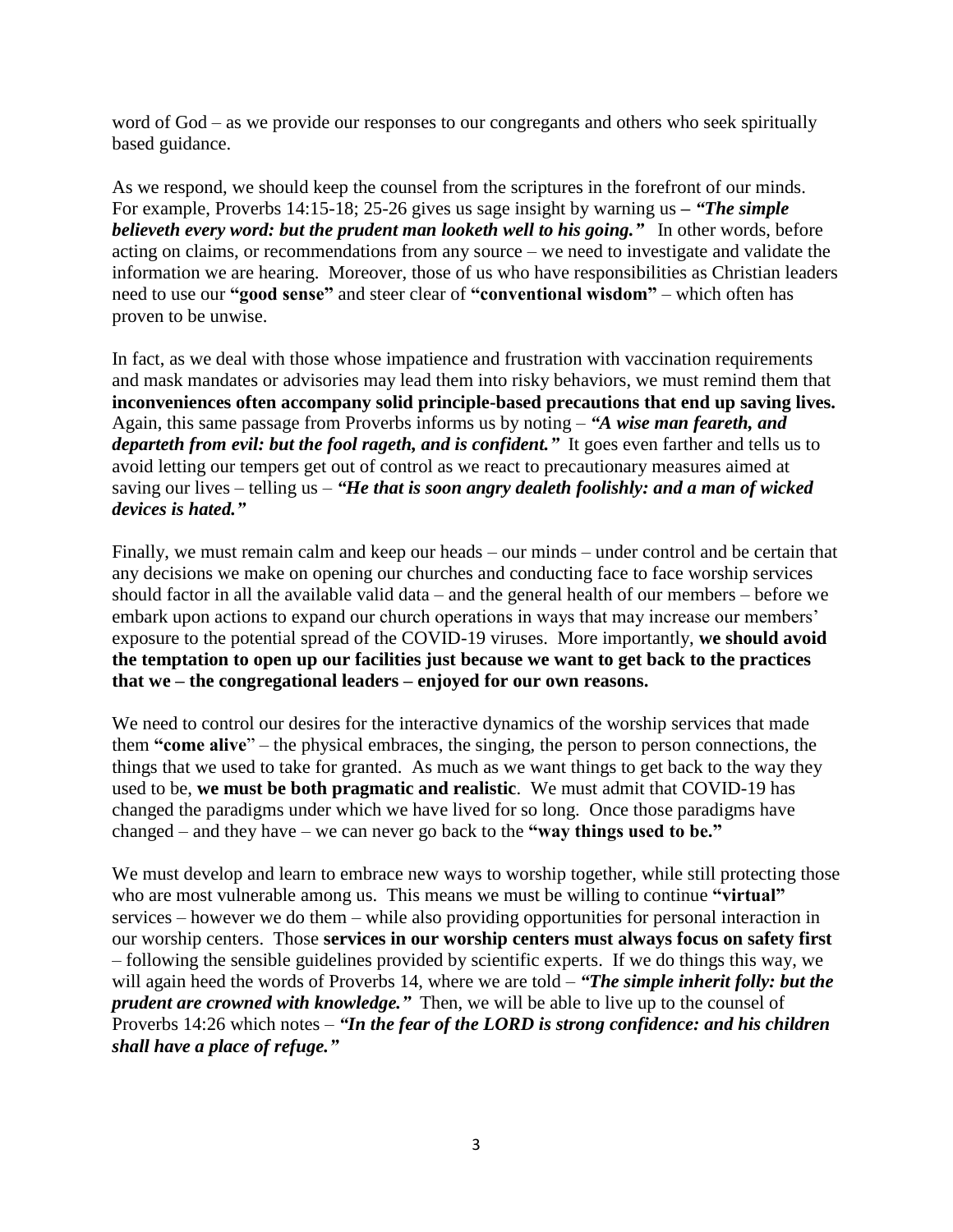word of God – as we provide our responses to our congregants and others who seek spiritually based guidance.

As we respond, we should keep the counsel from the scriptures in the forefront of our minds. For example, Proverbs 14:15-18; 25-26 gives us sage insight by warning us **–** ***"The simple believeth every word: but the prudent man looketh well to his going."*** In other words, before acting on claims, or recommendations from any source – we need to investigate and validate the information we are hearing. Moreover, those of us who have responsibilities as Christian leaders need to use our **"good sense"** and steer clear of **"conventional wisdom"** – which often has proven to be unwise.

In fact, as we deal with those whose impatience and frustration with vaccination requirements and mask mandates or advisories may lead them into risky behaviors, we must remind them that **inconveniences often accompany solid principle-based precautions that end up saving lives.** Again, this same passage from Proverbs informs us by noting – ***"A wise man feareth, and departeth from evil: but the fool rageth, and is confident."*** It goes even farther and tells us to avoid letting our tempers get out of control as we react to precautionary measures aimed at saving our lives – telling us – ***"He that is soon angry dealeth foolishly: and a man of wicked devices is hated."***

Finally, we must remain calm and keep our heads – our minds – under control and be certain that any decisions we make on opening our churches and conducting face to face worship services should factor in all the available valid data – and the general health of our members – before we embark upon actions to expand our church operations in ways that may increase our members' exposure to the potential spread of the COVID-19 viruses. More importantly, **we should avoid the temptation to open up our facilities just because we want to get back to the practices that we – the congregational leaders – enjoyed for our own reasons.**

We need to control our desires for the interactive dynamics of the worship services that made them **"come alive**" – the physical embraces, the singing, the person to person connections, the things that we used to take for granted. As much as we want things to get back to the way they used to be, **we must be both pragmatic and realistic**. We must admit that COVID-19 has changed the paradigms under which we have lived for so long. Once those paradigms have changed – and they have – we can never go back to the **"way things used to be."**

We must develop and learn to embrace new ways to worship together, while still protecting those who are most vulnerable among us. This means we must be willing to continue **"virtual"** services – however we do them – while also providing opportunities for personal interaction in our worship centers. Those **services in our worship centers must always focus on safety first** – following the sensible guidelines provided by scientific experts. If we do things this way, we will again heed the words of Proverbs 14, where we are told – ***"The simple inherit folly: but the prudent are crowned with knowledge."*** Then, we will be able to live up to the counsel of Proverbs 14:26 which notes – ***"In the fear of the LORD is strong confidence: and his children shall have a place of refuge."***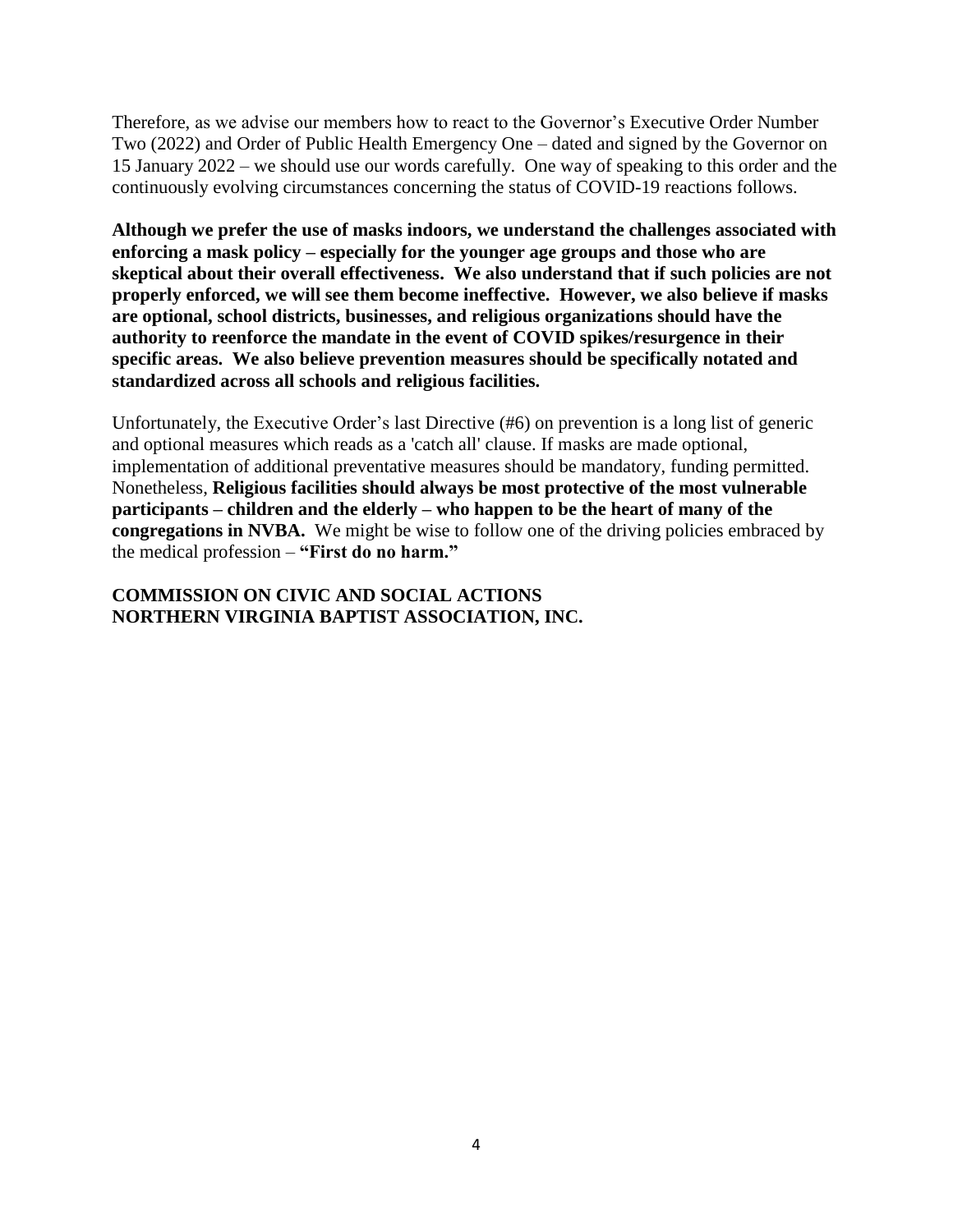Therefore, as we advise our members how to react to the Governor's Executive Order Number Two (2022) and Order of Public Health Emergency One – dated and signed by the Governor on 15 January 2022 – we should use our words carefully. One way of speaking to this order and the continuously evolving circumstances concerning the status of COVID-19 reactions follows.

**Although we prefer the use of masks indoors, we understand the challenges associated with enforcing a mask policy – especially for the younger age groups and those who are skeptical about their overall effectiveness. We also understand that if such policies are not properly enforced, we will see them become ineffective. However, we also believe if masks are optional, school districts, businesses, and religious organizations should have the authority to reenforce the mandate in the event of COVID spikes/resurgence in their specific areas. We also believe prevention measures should be specifically notated and standardized across all schools and religious facilities.**

Unfortunately, the Executive Order's last Directive (#6) on prevention is a long list of generic and optional measures which reads as a 'catch all' clause. If masks are made optional, implementation of additional preventative measures should be mandatory, funding permitted. Nonetheless, **Religious facilities should always be most protective of the most vulnerable participants – children and the elderly – who happen to be the heart of many of the congregations in NVBA.** We might be wise to follow one of the driving policies embraced by the medical profession – **"First do no harm."**

**COMMISSION ON CIVIC AND SOCIAL ACTIONS**
**NORTHERN VIRGINIA BAPTIST ASSOCIATION, INC.**